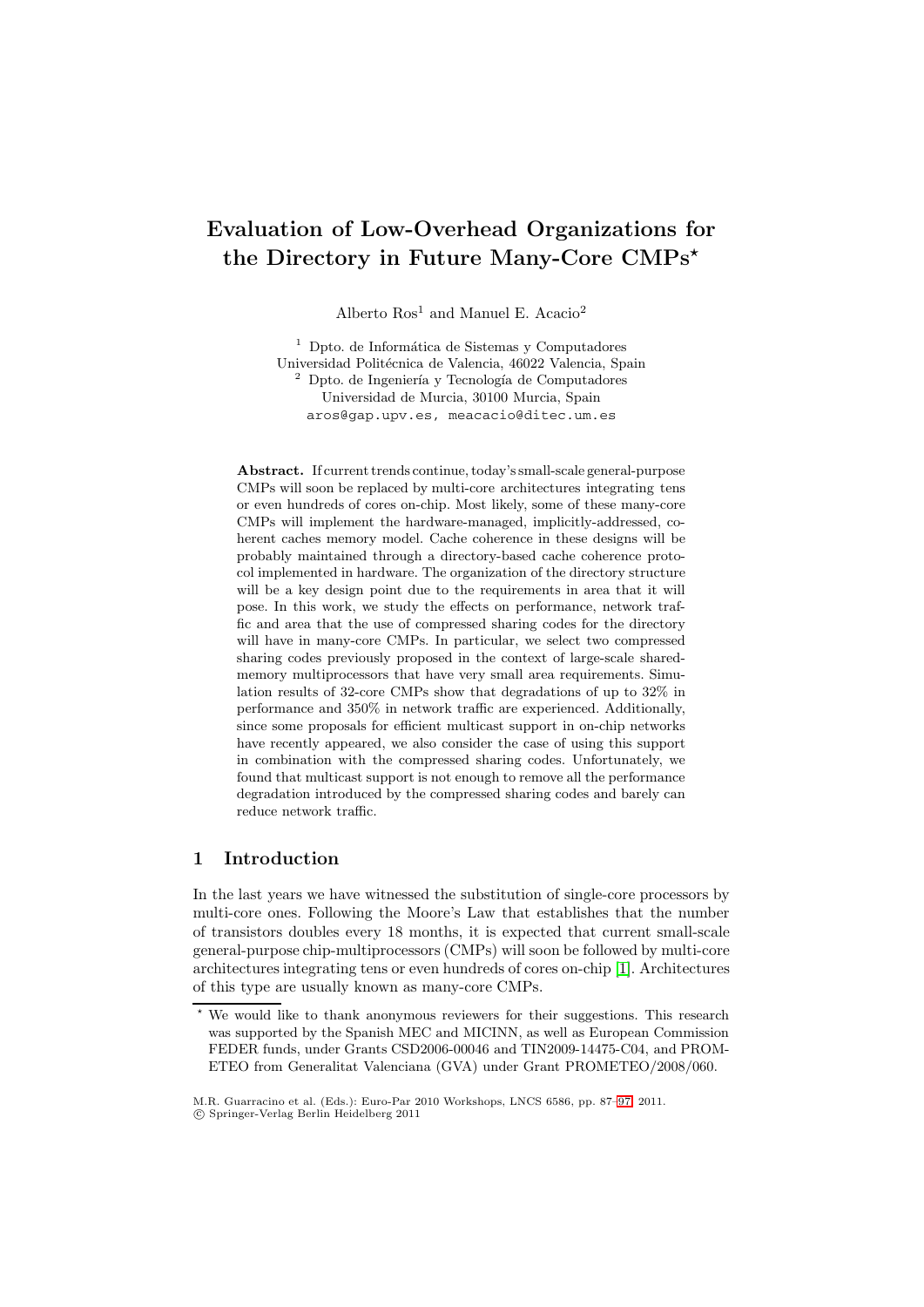# Evaluation of Low-Overhead Organizations for the Directory in Future Many-Core CMPs*

Alberto Ros[1] and Manuel E. Acacio[2]

[1] Dpto. de Informática de Sistemas y Computadores
Universidad Politécnica de Valencia, 46022 Valencia, Spain
[2] Dpto. de Ingeniería y Tecnología de Computadores
Universidad de Murcia, 30100 Murcia, Spain
aros@gap.upv.es, meacacio@ditec.um.es

**Abstract.** If current trends continue, today's small-scale general-purpose CMPs will soon be replaced by multi-core architectures integrating tens or even hundreds of cores on-chip. Most likely, some of these many-core CMPs will implement the hardware-managed, implicitly-addressed, coherent caches memory model. Cache coherence in these designs will be probably maintained through a directory-based cache coherence protocol implemented in hardware. The organization of the directory structure will be a key design point due to the requirements in area that it will pose. In this work, we study the effects on performance, network traffic and area that the use of compressed sharing codes for the directory will have in many-core CMPs. In particular, we select two compressed sharing codes previously proposed in the context of large-scale shared-memory multiprocessors that have very small area requirements. Simulation results of 32-core CMPs show that degradations of up to 32% in performance and 350% in network traffic are experienced. Additionally, since some proposals for efficient multicast support in on-chip networks have recently appeared, we also consider the case of using this support in combination with the compressed sharing codes. Unfortunately, we found that multicast support is not enough to remove all the performance degradation introduced by the compressed sharing codes and barely can reduce network traffic.

## 1 Introduction

In the last years we have witnessed the substitution of single-core processors by multi-core ones. Following the Moore's Law that establishes that the number of transistors doubles every 18 months, it is expected that current small-scale general-purpose chip-multiprocessors (CMPs) will soon be followed by multi-core architectures integrating tens or even hundreds of cores on-chip [1]. Architectures of this type are usually known as many-core CMPs.

* We would like to thank anonymous reviewers for their suggestions. This research was supported by the Spanish MEC and MICINN, as well as European Commission FEDER funds, under Grants CSD2006-00046 and TIN2009-14475-C04, and PROMETEO from Generalitat Valenciana (GVA) under Grant PROMETEO/2008/060.

M.R. Guarracino et al. (Eds.): Euro-Par 2010 Workshops, LNCS 6586, pp. 87–97, 2011.
© Springer-Verlag Berlin Heidelberg 2011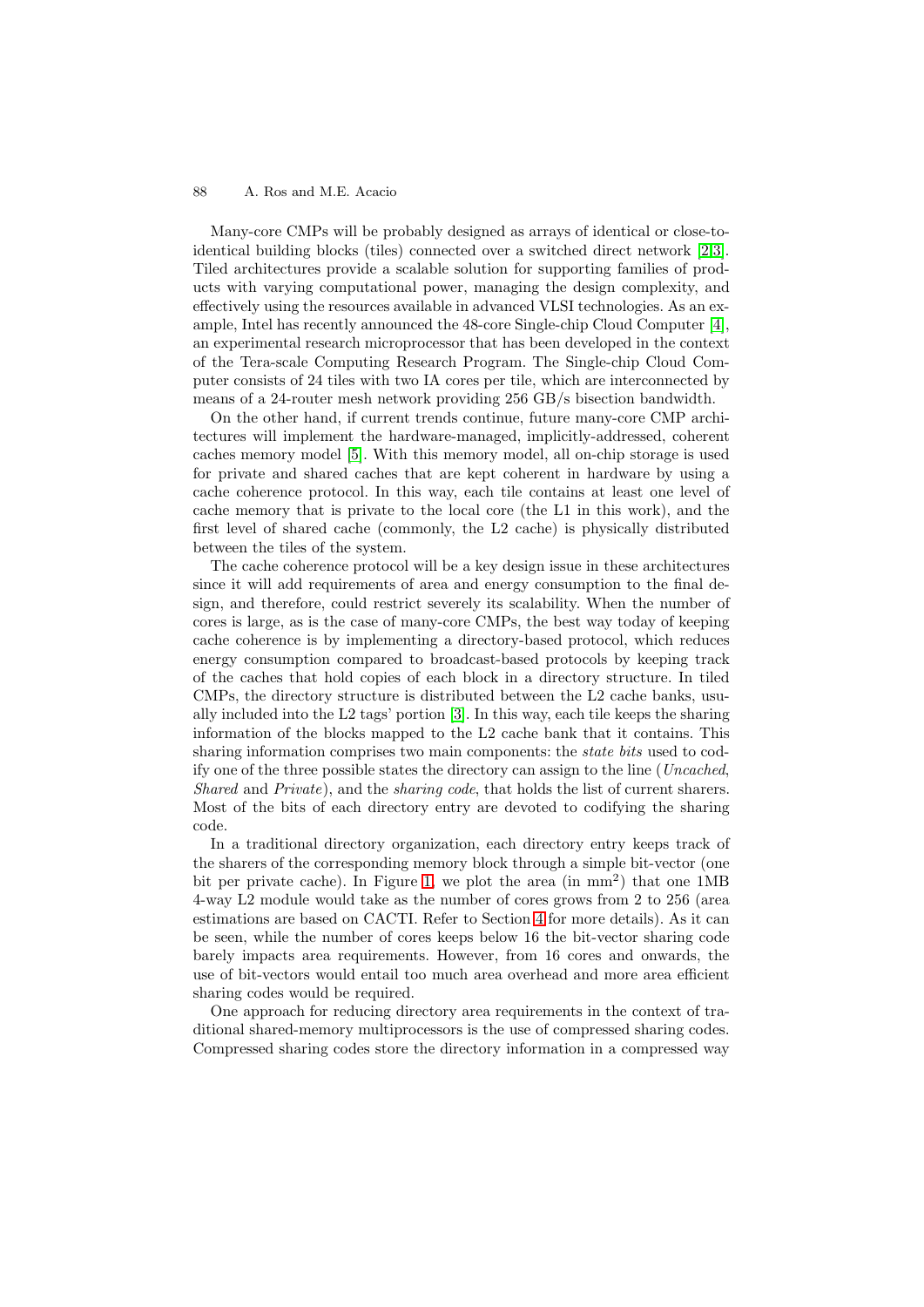Many-core CMPs will be probably designed as arrays of identical or close-to-identical building blocks (tiles) connected over a switched direct network [2,3]. Tiled architectures provide a scalable solution for supporting families of products with varying computational power, managing the design complexity, and effectively using the resources available in advanced VLSI technologies. As an example, Intel has recently announced the 48-core Single-chip Cloud Computer [4], an experimental research microprocessor that has been developed in the context of the Tera-scale Computing Research Program. The Single-chip Cloud Computer consists of 24 tiles with two IA cores per tile, which are interconnected by means of a 24-router mesh network providing 256 GB/s bisection bandwidth.

On the other hand, if current trends continue, future many-core CMP architectures will implement the hardware-managed, implicitly-addressed, coherent caches memory model [5]. With this memory model, all on-chip storage is used for private and shared caches that are kept coherent in hardware by using a cache coherence protocol. In this way, each tile contains at least one level of cache memory that is private to the local core (the L1 in this work), and the first level of shared cache (commonly, the L2 cache) is physically distributed between the tiles of the system.

The cache coherence protocol will be a key design issue in these architectures since it will add requirements of area and energy consumption to the final design, and therefore, could restrict severely its scalability. When the number of cores is large, as is the case of many-core CMPs, the best way today of keeping cache coherence is by implementing a directory-based protocol, which reduces energy consumption compared to broadcast-based protocols by keeping track of the caches that hold copies of each block in a directory structure. In tiled CMPs, the directory structure is distributed between the L2 cache banks, usually included into the L2 tags' portion [3]. In this way, each tile keeps the sharing information of the blocks mapped to the L2 cache bank that it contains. This sharing information comprises two main components: the *state bits* used to codify one of the three possible states the directory can assign to the line (*Uncached*, *Shared* and *Private*), and the *sharing code*, that holds the list of current sharers. Most of the bits of each directory entry are devoted to codifying the sharing code.

In a traditional directory organization, each directory entry keeps track of the sharers of the corresponding memory block through a simple bit-vector (one bit per private cache). In Figure 1, we plot the area (in mm$^2$) that one 1MB 4-way L2 module would take as the number of cores grows from 2 to 256 (area estimations are based on CACTI. Refer to Section 4 for more details). As it can be seen, while the number of cores keeps below 16 the bit-vector sharing code barely impacts area requirements. However, from 16 cores and onwards, the use of bit-vectors would entail too much area overhead and more area efficient sharing codes would be required.

One approach for reducing directory area requirements in the context of traditional shared-memory multiprocessors is the use of compressed sharing codes. Compressed sharing codes store the directory information in a compressed way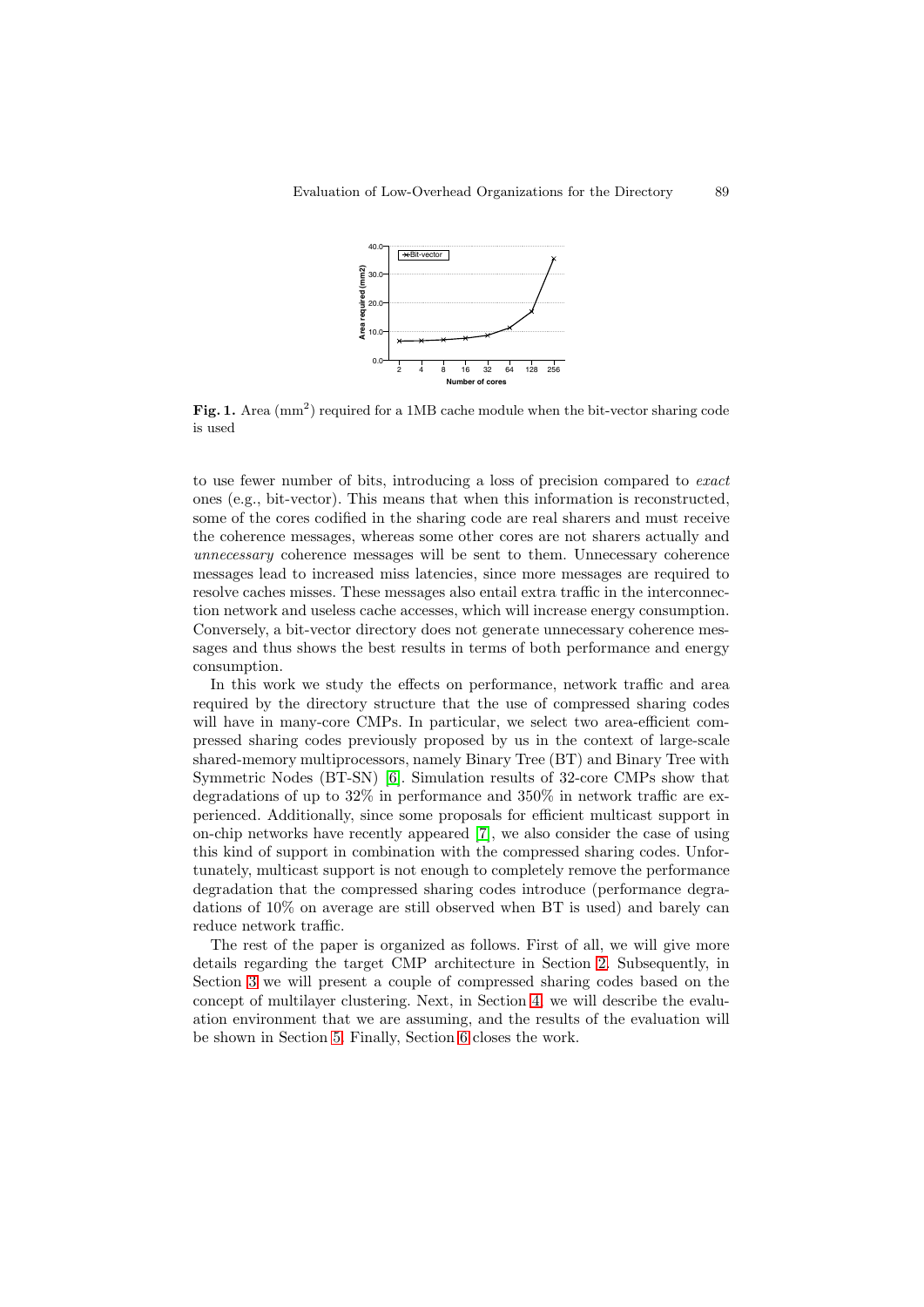40.0
30.0
20.0
10.0
0.0
Area required (mm2)
Bit-vector
2 4 8 16 32 64 128 256
Number of cores

**Fig. 1.** Area ($mm^2$) required for a 1MB cache module when the bit-vector sharing code is used

to use fewer number of bits, introducing a loss of precision compared to *exact* ones (e.g., bit-vector). This means that when this information is reconstructed, some of the cores codified in the sharing code are real sharers and must receive the coherence messages, whereas some other cores are not sharers actually and *unnecessary* coherence messages will be sent to them. Unnecessary coherence messages lead to increased miss latencies, since more messages are required to resolve caches misses. These messages also entail extra traffic in the interconnection network and useless cache accesses, which will increase energy consumption. Conversely, a bit-vector directory does not generate unnecessary coherence messages and thus shows the best results in terms of both performance and energy consumption.

In this work we study the effects on performance, network traffic and area required by the directory structure that the use of compressed sharing codes will have in many-core CMPs. In particular, we select two area-efficient compressed sharing codes previously proposed by us in the context of large-scale shared-memory multiprocessors, namely Binary Tree (BT) and Binary Tree with Symmetric Nodes (BT-SN) [6]. Simulation results of 32-core CMPs show that degradations of up to 32% in performance and 350% in network traffic are experienced. Additionally, since some proposals for efficient multicast support in on-chip networks have recently appeared [7], we also consider the case of using this kind of support in combination with the compressed sharing codes. Unfortunately, multicast support is not enough to completely remove the performance degradation that the compressed sharing codes introduce (performance degradations of 10% on average are still observed when BT is used) and barely can reduce network traffic.

The rest of the paper is organized as follows. First of all, we will give more details regarding the target CMP architecture in Section 2. Subsequently, in Section 3 we will present a couple of compressed sharing codes based on the concept of multilayer clustering. Next, in Section 4, we will describe the evaluation environment that we are assuming, and the results of the evaluation will be shown in Section 5. Finally, Section 6 closes the work.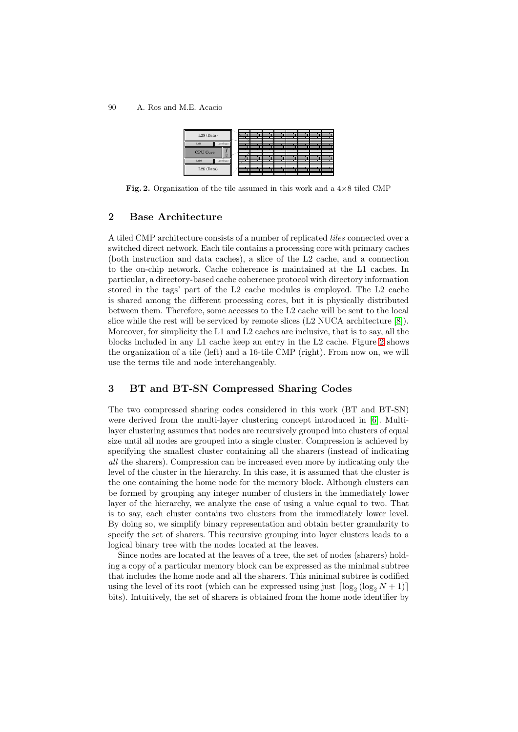**Fig. 2.** Organization of the tile assumed in this work and a 4×8 tiled CMP

## 2 Base Architecture

A tiled CMP architecture consists of a number of replicated *tiles* connected over a switched direct network. Each tile contains a processing core with primary caches (both instruction and data caches), a slice of the L2 cache, and a connection to the on-chip network. Cache coherence is maintained at the L1 caches. In particular, a directory-based cache coherence protocol with directory information stored in the tags' part of the L2 cache modules is employed. The L2 cache is shared among the different processing cores, but it is physically distributed between them. Therefore, some accesses to the L2 cache will be sent to the local slice while the rest will be serviced by remote slices (L2 NUCA architecture [8]). Moreover, for simplicity the L1 and L2 caches are inclusive, that is to say, all the blocks included in any L1 cache keep an entry in the L2 cache. Figure 2 shows the organization of a tile (left) and a 16-tile CMP (right). From now on, we will use the terms tile and node interchangeably.

## 3 BT and BT-SN Compressed Sharing Codes

The two compressed sharing codes considered in this work (BT and BT-SN) were derived from the multi-layer clustering concept introduced in [6]. Multi-layer clustering assumes that nodes are recursively grouped into clusters of equal size until all nodes are grouped into a single cluster. Compression is achieved by specifying the smallest cluster containing all the sharers (instead of indicating *all* the sharers). Compression can be increased even more by indicating only the level of the cluster in the hierarchy. In this case, it is assumed that the cluster is the one containing the home node for the memory block. Although clusters can be formed by grouping any integer number of clusters in the immediately lower layer of the hierarchy, we analyze the case of using a value equal to two. That is to say, each cluster contains two clusters from the immediately lower level. By doing so, we simplify binary representation and obtain better granularity to specify the set of sharers. This recursive grouping into layer clusters leads to a logical binary tree with the nodes located at the leaves.

Since nodes are located at the leaves of a tree, the set of nodes (sharers) holding a copy of a particular memory block can be expressed as the minimal subtree that includes the home node and all the sharers. This minimal subtree is codified using the level of its root (which can be expressed using just $\lceil \log_2 (\log_2 N + 1) \rceil$ bits). Intuitively, the set of sharers is obtained from the home node identifier by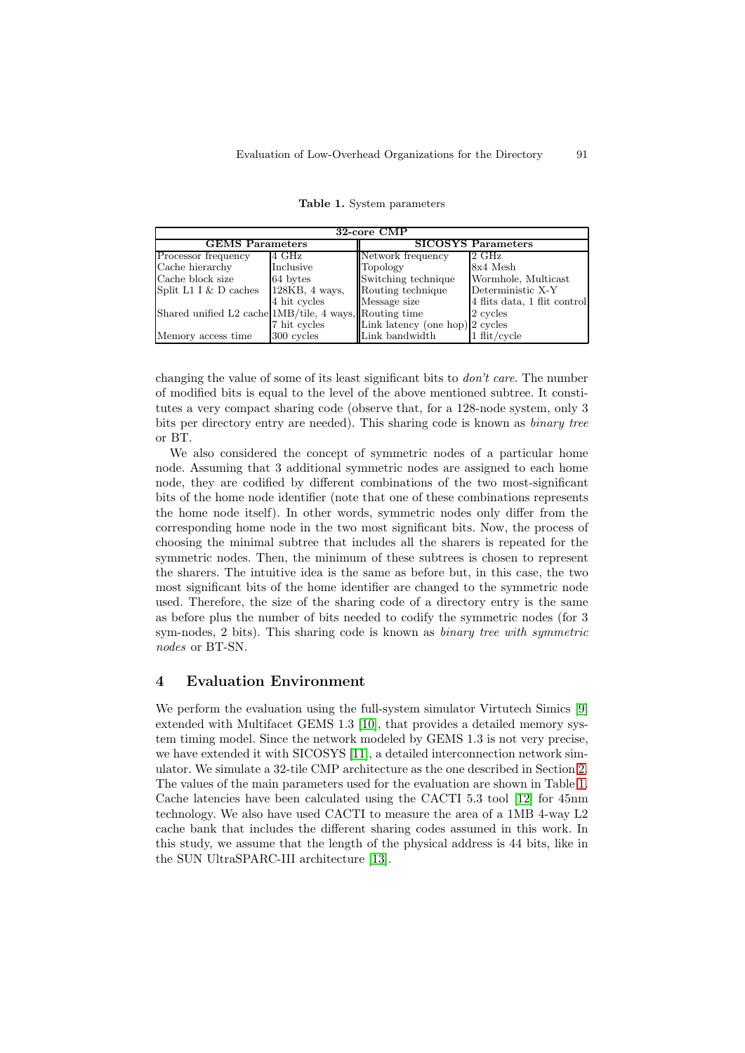**Table 1.** System parameters

| 32-core CMP | | | |
|---|---|---|---|
| **GEMS Parameters** | | **SICOSYS Parameters** | |
| Processor frequency | 4 GHz | Network frequency | 2 GHz |
| Cache hierarchy | Inclusive | Topology | 8x4 Mesh |
| Cache block size | 64 bytes | Switching technique | Wormhole, Multicast |
| Split L1 I & D caches | 128KB, 4 ways, 4 hit cycles | Routing technique | Deterministic X-Y |
| | | Message size | 4 flits data, 1 flit control |
| Shared unified L2 cache | 1MB/tile, 4 ways, 7 hit cycles | Routing time | 2 cycles |
| | | Link latency (one hop) | 2 cycles |
| Memory access time | 300 cycles | Link bandwidth | 1 flit/cycle |

changing the value of some of its least significant bits to *don't care*. The number of modified bits is equal to the level of the above mentioned subtree. It constitutes a very compact sharing code (observe that, for a 128-node system, only 3 bits per directory entry are needed). This sharing code is known as *binary tree* or BT.

We also considered the concept of symmetric nodes of a particular home node. Assuming that 3 additional symmetric nodes are assigned to each home node, they are codified by different combinations of the two most-significant bits of the home node identifier (note that one of these combinations represents the home node itself). In other words, symmetric nodes only differ from the corresponding home node in the two most significant bits. Now, the process of choosing the minimal subtree that includes all the sharers is repeated for the symmetric nodes. Then, the minimum of these subtrees is chosen to represent the sharers. The intuitive idea is the same as before but, in this case, the two most significant bits of the home identifier are changed to the symmetric node used. Therefore, the size of the sharing code of a directory entry is the same as before plus the number of bits needed to codify the symmetric nodes (for 3 sym-nodes, 2 bits). This sharing code is known as *binary tree with symmetric nodes* or BT-SN.

## 4 Evaluation Environment

We perform the evaluation using the full-system simulator Virtutech Simics [9] extended with Multifacet GEMS 1.3 [10], that provides a detailed memory system timing model. Since the network modeled by GEMS 1.3 is not very precise, we have extended it with SICOSYS [11], a detailed interconnection network simulator. We simulate a 32-tile CMP architecture as the one described in Section 2. The values of the main parameters used for the evaluation are shown in Table 1. Cache latencies have been calculated using the CACTI 5.3 tool [12] for 45nm technology. We also have used CACTI to measure the area of a 1MB 4-way L2 cache bank that includes the different sharing codes assumed in this work. In this study, we assume that the length of the physical address is 44 bits, like in the SUN UltraSPARC-III architecture [13].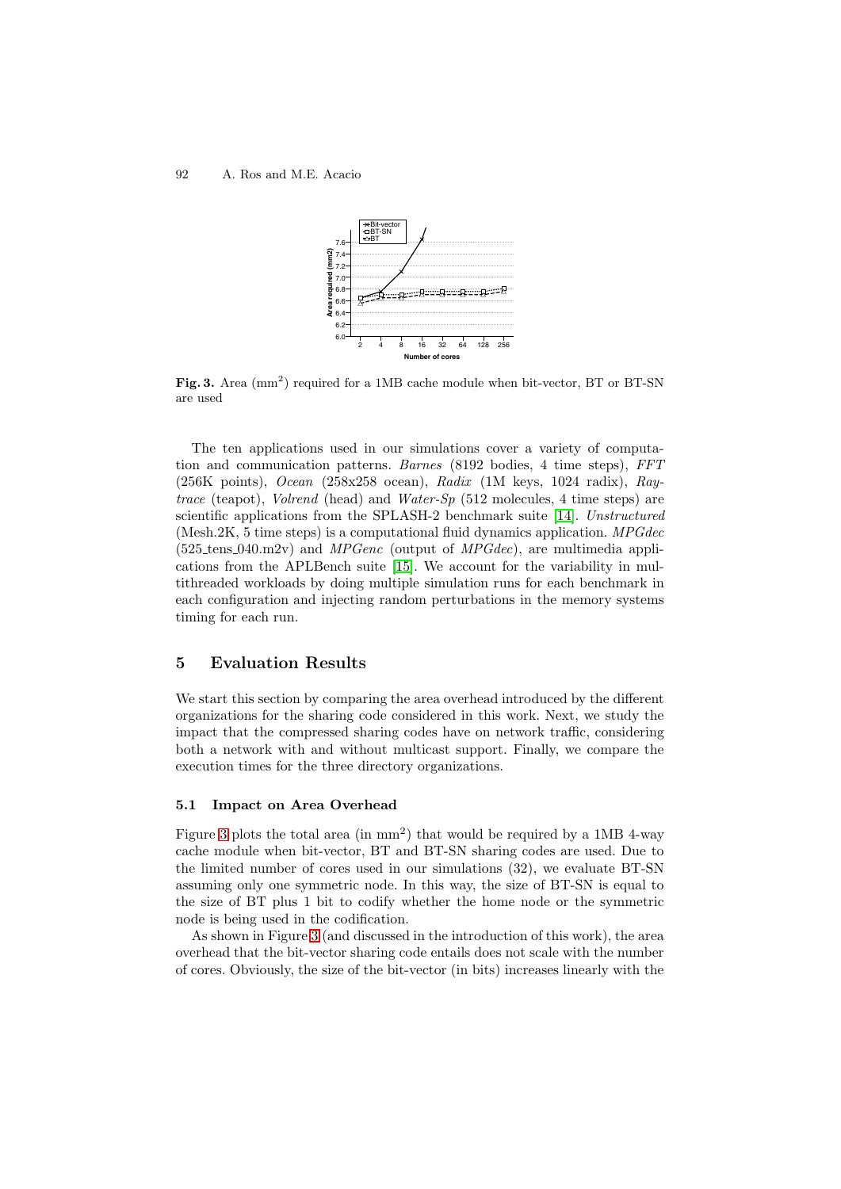**Fig. 3.** Area ($mm^2$) required for a 1MB cache module when bit-vector, BT or BT-SN are used

The ten applications used in our simulations cover a variety of computation and communication patterns. *Barnes* (8192 bodies, 4 time steps), *FFT* (256K points), *Ocean* (258x258 ocean), *Radix* (1M keys, 1024 radix), *Raytrace* (teapot), *Volrend* (head) and *Water-Sp* (512 molecules, 4 time steps) are scientific applications from the SPLASH-2 benchmark suite [14]. *Unstructured* (Mesh.2K, 5 time steps) is a computational fluid dynamics application. *MPGdec* (525_tens_040.m2v) and *MPGenc* (output of *MPGdec*), are multimedia applications from the APLBench suite [15]. We account for the variability in multithreaded workloads by doing multiple simulation runs for each benchmark in each configuration and injecting random perturbations in the memory systems timing for each run.

## 5 Evaluation Results

We start this section by comparing the area overhead introduced by the different organizations for the sharing code considered in this work. Next, we study the impact that the compressed sharing codes have on network traffic, considering both a network with and without multicast support. Finally, we compare the execution times for the three directory organizations.

### 5.1 Impact on Area Overhead

Figure 3 plots the total area (in $mm^2$) that would be required by a 1MB 4-way cache module when bit-vector, BT and BT-SN sharing codes are used. Due to the limited number of cores used in our simulations (32), we evaluate BT-SN assuming only one symmetric node. In this way, the size of BT-SN is equal to the size of BT plus 1 bit to codify whether the home node or the symmetric node is being used in the codification.

As shown in Figure 3 (and discussed in the introduction of this work), the area overhead that the bit-vector sharing code entails does not scale with the number of cores. Obviously, the size of the bit-vector (in bits) increases linearly with the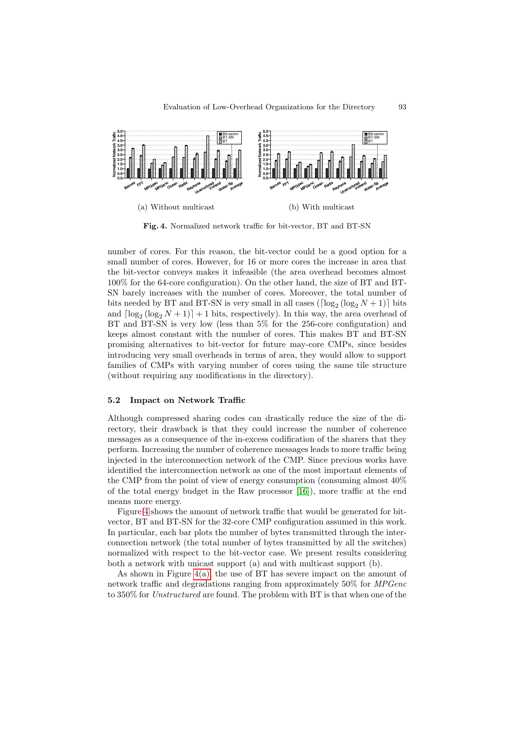(a) Without multicast

(b) With multicast

**Fig. 4.** Normalized network traffic for bit-vector, BT and BT-SN

number of cores. For this reason, the bit-vector could be a good option for a small number of cores. However, for 16 or more cores the increase in area that the bit-vector conveys makes it infeasible (the area overhead becomes almost 100% for the 64-core configuration). On the other hand, the size of BT and BT-SN barely increases with the number of cores. Moreover, the total number of bits needed by BT and BT-SN is very small in all cases ($\lceil \log_2 (\log_2 N + 1) \rceil$ bits and $\lceil \log_2 (\log_2 N + 1) \rceil + 1$ bits, respectively). In this way, the area overhead of BT and BT-SN is very low (less than 5% for the 256-core configuration) and keeps almost constant with the number of cores. This makes BT and BT-SN promising alternatives to bit-vector for future may-core CMPs, since besides introducing very small overheads in terms of area, they would allow to support families of CMPs with varying number of cores using the same tile structure (without requiring any modifications in the directory).

### 5.2 Impact on Network Traffic

Although compressed sharing codes can drastically reduce the size of the directory, their drawback is that they could increase the number of coherence messages as a consequence of the in-excess codification of the sharers that they perform. Increasing the number of coherence messages leads to more traffic being injected in the interconnection network of the CMP. Since previous works have identified the interconnection network as one of the most important elements of the CMP from the point of view of energy consumption (consuming almost 40% of the total energy budget in the Raw processor [16]), more traffic at the end means more energy.

Figure 4 shows the amount of network traffic that would be generated for bit-vector, BT and BT-SN for the 32-core CMP configuration assumed in this work. In particular, each bar plots the number of bytes transmitted through the interconnection network (the total number of bytes transmitted by all the switches) normalized with respect to the bit-vector case. We present results considering both a network with unicast support (a) and with multicast support (b).

As shown in Figure 4(a), the use of BT has severe impact on the amount of network traffic and degradations ranging from approximately 50% for *MPGenc* to 350% for *Unstructured* are found. The problem with BT is that when one of the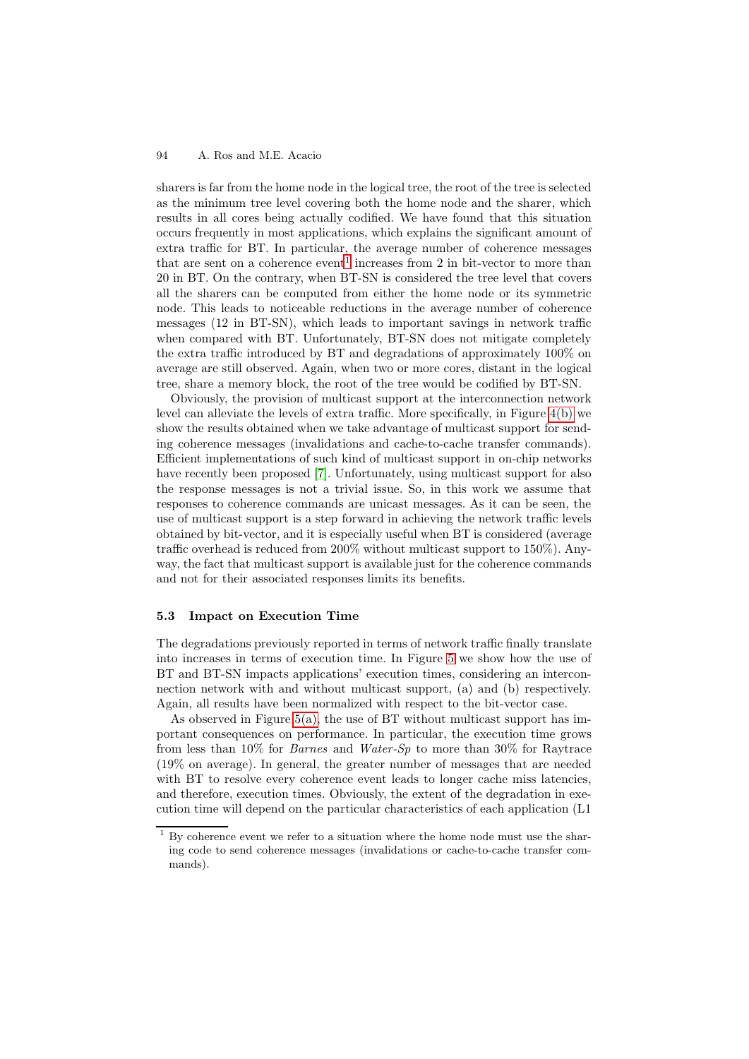sharers is far from the home node in the logical tree, the root of the tree is selected as the minimum tree level covering both the home node and the sharer, which results in all cores being actually codified. We have found that this situation occurs frequently in most applications, which explains the significant amount of extra traffic for BT. In particular, the average number of coherence messages that are sent on a coherence event[1] increases from 2 in bit-vector to more than 20 in BT. On the contrary, when BT-SN is considered the tree level that covers all the sharers can be computed from either the home node or its symmetric node. This leads to noticeable reductions in the average number of coherence messages (12 in BT-SN), which leads to important savings in network traffic when compared with BT. Unfortunately, BT-SN does not mitigate completely the extra traffic introduced by BT and degradations of approximately 100% on average are still observed. Again, when two or more cores, distant in the logical tree, share a memory block, the root of the tree would be codified by BT-SN.

Obviously, the provision of multicast support at the interconnection network level can alleviate the levels of extra traffic. More specifically, in Figure 4(b) we show the results obtained when we take advantage of multicast support for sending coherence messages (invalidations and cache-to-cache transfer commands). Efficient implementations of such kind of multicast support in on-chip networks have recently been proposed [7]. Unfortunately, using multicast support for also the response messages is not a trivial issue. So, in this work we assume that responses to coherence commands are unicast messages. As it can be seen, the use of multicast support is a step forward in achieving the network traffic levels obtained by bit-vector, and it is especially useful when BT is considered (average traffic overhead is reduced from 200% without multicast support to 150%). Anyway, the fact that multicast support is available just for the coherence commands and not for their associated responses limits its benefits.

### 5.3 Impact on Execution Time

The degradations previously reported in terms of network traffic finally translate into increases in terms of execution time. In Figure 5 we show how the use of BT and BT-SN impacts applications' execution times, considering an interconnection network with and without multicast support, (a) and (b) respectively. Again, all results have been normalized with respect to the bit-vector case.

As observed in Figure 5(a), the use of BT without multicast support has important consequences on performance. In particular, the execution time grows from less than 10% for *Barnes* and *Water-Sp* to more than 30% for Raytrace (19% on average). In general, the greater number of messages that are needed with BT to resolve every coherence event leads to longer cache miss latencies, and therefore, execution times. Obviously, the extent of the degradation in execution time will depend on the particular characteristics of each application (L1

[1] By coherence event we refer to a situation where the home node must use the sharing code to send coherence messages (invalidations or cache-to-cache transfer commands).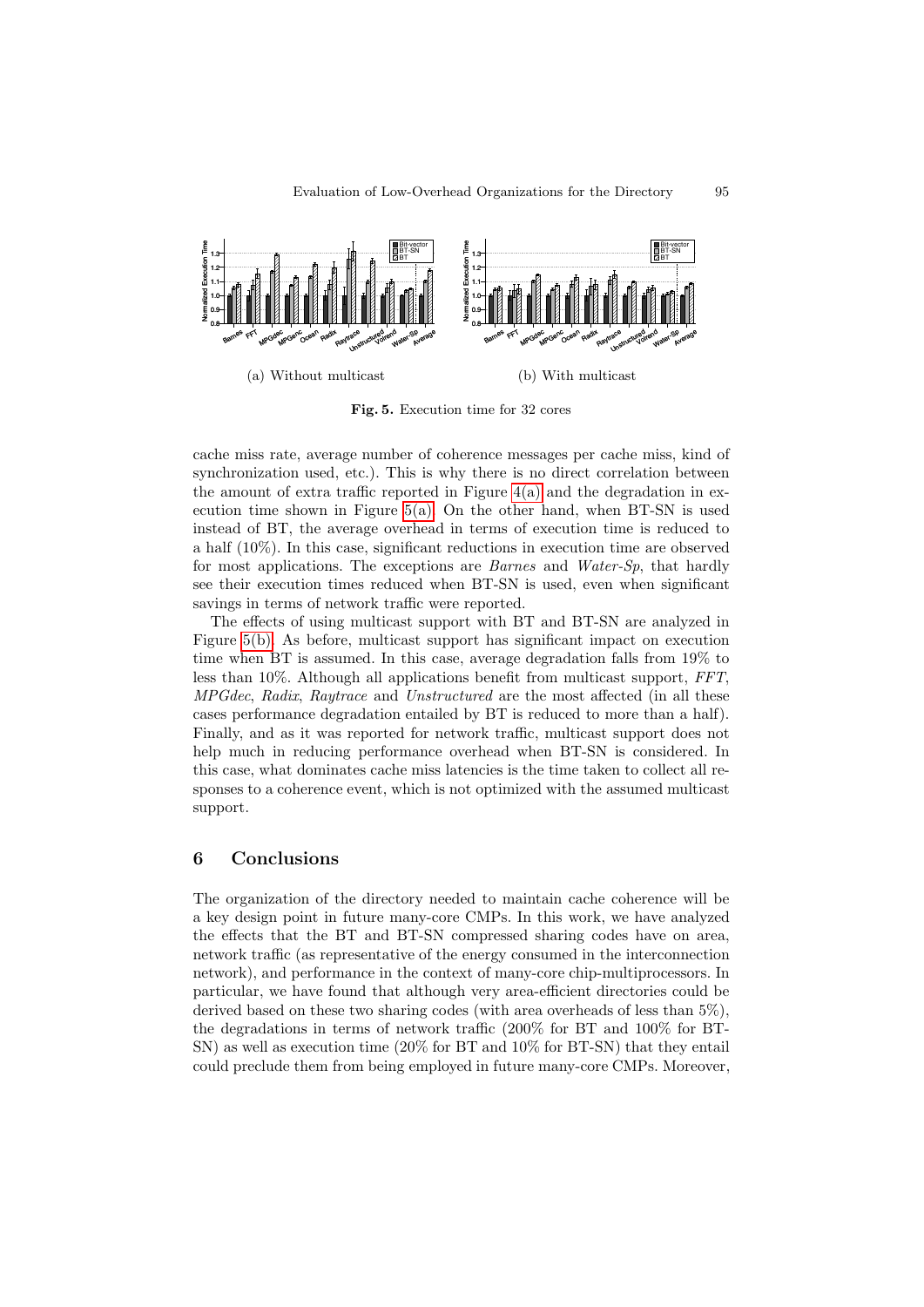(a) Without multicast

(b) With multicast

**Fig. 5.** Execution time for 32 cores

cache miss rate, average number of coherence messages per cache miss, kind of synchronization used, etc.). This is why there is no direct correlation between the amount of extra traffic reported in Figure 4(a) and the degradation in execution time shown in Figure 5(a). On the other hand, when BT-SN is used instead of BT, the average overhead in terms of execution time is reduced to a half (10%). In this case, significant reductions in execution time are observed for most applications. The exceptions are *Barnes* and *Water-Sp*, that hardly see their execution times reduced when BT-SN is used, even when significant savings in terms of network traffic were reported.

The effects of using multicast support with BT and BT-SN are analyzed in Figure 5(b). As before, multicast support has significant impact on execution time when BT is assumed. In this case, average degradation falls from 19% to less than 10%. Although all applications benefit from multicast support, *FFT*, *MPGdec*, *Radix*, *Raytrace* and *Unstructured* are the most affected (in all these cases performance degradation entailed by BT is reduced to more than a half). Finally, and as it was reported for network traffic, multicast support does not help much in reducing performance overhead when BT-SN is considered. In this case, what dominates cache miss latencies is the time taken to collect all responses to a coherence event, which is not optimized with the assumed multicast support.

## 6 Conclusions

The organization of the directory needed to maintain cache coherence will be a key design point in future many-core CMPs. In this work, we have analyzed the effects that the BT and BT-SN compressed sharing codes have on area, network traffic (as representative of the energy consumed in the interconnection network), and performance in the context of many-core chip-multiprocessors. In particular, we have found that although very area-efficient directories could be derived based on these two sharing codes (with area overheads of less than 5%), the degradations in terms of network traffic (200% for BT and 100% for BT-SN) as well as execution time (20% for BT and 10% for BT-SN) that they entail could preclude them from being employed in future many-core CMPs. Moreover,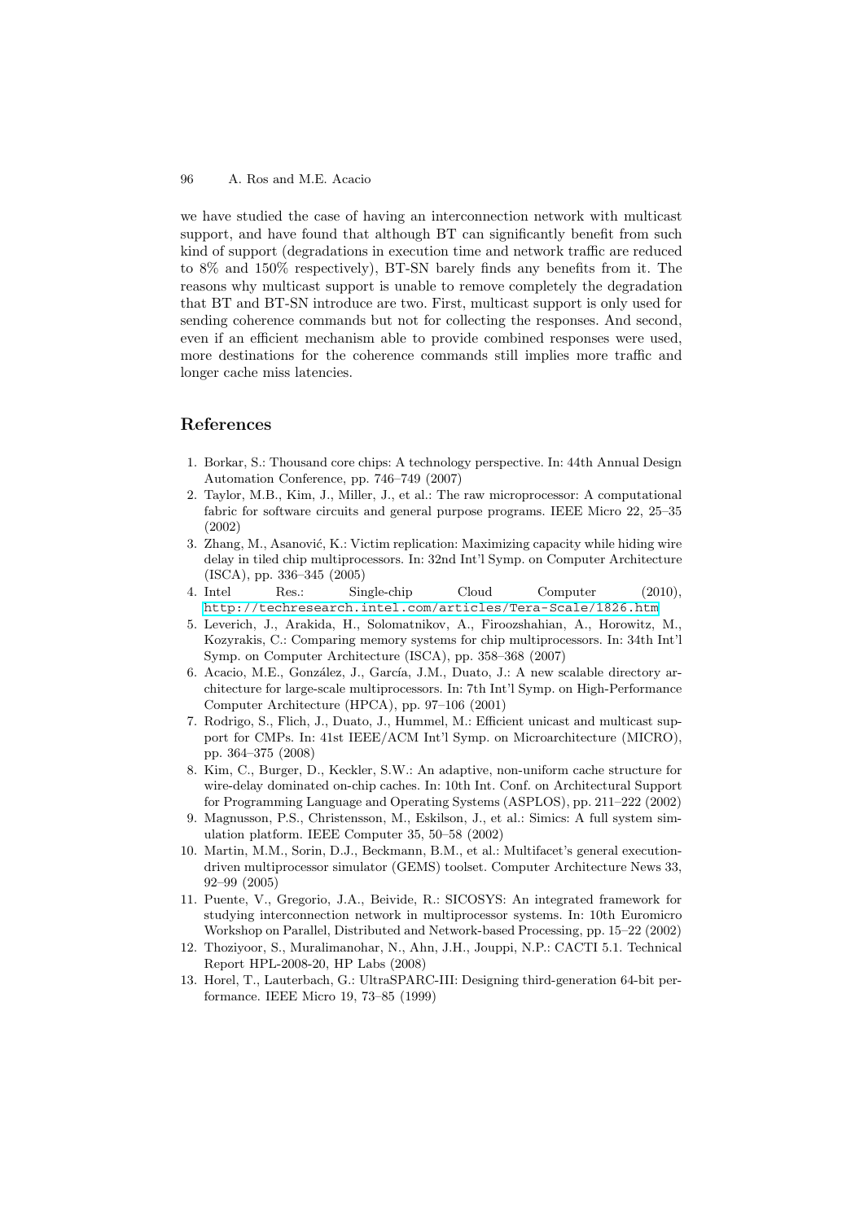we have studied the case of having an interconnection network with multicast support, and have found that although BT can significantly benefit from such kind of support (degradations in execution time and network traffic are reduced to 8% and 150% respectively), BT-SN barely finds any benefits from it. The reasons why multicast support is unable to remove completely the degradation that BT and BT-SN introduce are two. First, multicast support is only used for sending coherence commands but not for collecting the responses. And second, even if an efficient mechanism able to provide combined responses were used, more destinations for the coherence commands still implies more traffic and longer cache miss latencies.

## References

1. Borkar, S.: Thousand core chips: A technology perspective. In: 44th Annual Design Automation Conference, pp. 746–749 (2007)
2. Taylor, M.B., Kim, J., Miller, J., et al.: The raw microprocessor: A computational fabric for software circuits and general purpose programs. IEEE Micro 22, 25–35 (2002)
3. Zhang, M., Asanović, K.: Victim replication: Maximizing capacity while hiding wire delay in tiled chip multiprocessors. In: 32nd Int'l Symp. on Computer Architecture (ISCA), pp. 336–345 (2005)
4. Intel Res.: Single-chip Cloud Computer (2010), http://techresearch.intel.com/articles/Tera-Scale/1826.htm
5. Leverich, J., Arakida, H., Solomatnikov, A., Firoozshahian, A., Horowitz, M., Kozyrakis, C.: Comparing memory systems for chip multiprocessors. In: 34th Int'l Symp. on Computer Architecture (ISCA), pp. 358–368 (2007)
6. Acacio, M.E., González, J., García, J.M., Duato, J.: A new scalable directory architecture for large-scale multiprocessors. In: 7th Int'l Symp. on High-Performance Computer Architecture (HPCA), pp. 97–106 (2001)
7. Rodrigo, S., Flich, J., Duato, J., Hummel, M.: Efficient unicast and multicast support for CMPs. In: 41st IEEE/ACM Int'l Symp. on Microarchitecture (MICRO), pp. 364–375 (2008)
8. Kim, C., Burger, D., Keckler, S.W.: An adaptive, non-uniform cache structure for wire-delay dominated on-chip caches. In: 10th Int. Conf. on Architectural Support for Programming Language and Operating Systems (ASPLOS), pp. 211–222 (2002)
9. Magnusson, P.S., Christensson, M., Eskilson, J., et al.: Simics: A full system simulation platform. IEEE Computer 35, 50–58 (2002)
10. Martin, M.M., Sorin, D.J., Beckmann, B.M., et al.: Multifacet's general execution-driven multiprocessor simulator (GEMS) toolset. Computer Architecture News 33, 92–99 (2005)
11. Puente, V., Gregorio, J.A., Beivide, R.: SICOSYS: An integrated framework for studying interconnection network in multiprocessor systems. In: 10th Euromicro Workshop on Parallel, Distributed and Network-based Processing, pp. 15–22 (2002)
12. Thoziyoor, S., Muralimanohar, N., Ahn, J.H., Jouppi, N.P.: CACTI 5.1. Technical Report HPL-2008-20, HP Labs (2008)
13. Horel, T., Lauterbach, G.: UltraSPARC-III: Designing third-generation 64-bit performance. IEEE Micro 19, 73–85 (1999)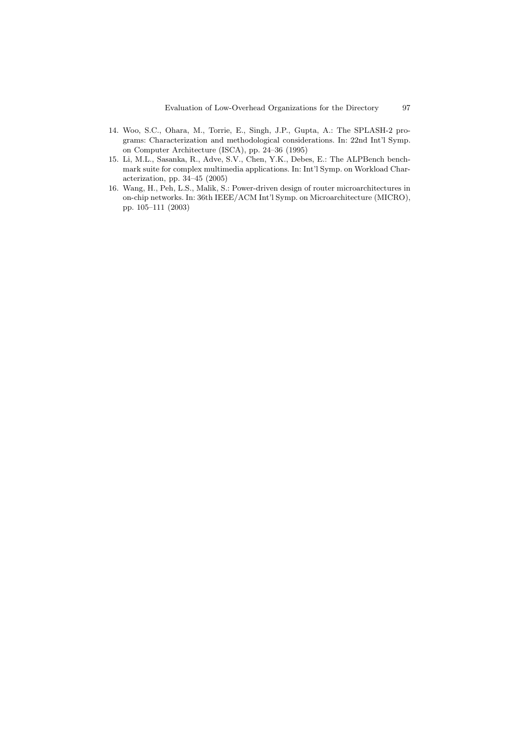14. Woo, S.C., Ohara, M., Torrie, E., Singh, J.P., Gupta, A.: The SPLASH-2 programs: Characterization and methodological considerations. In: 22nd Int'l Symp. on Computer Architecture (ISCA), pp. 24–36 (1995)
15. Li, M.L., Sasanka, R., Adve, S.V., Chen, Y.K., Debes, E.: The ALPBench benchmark suite for complex multimedia applications. In: Int'l Symp. on Workload Characterization, pp. 34–45 (2005)
16. Wang, H., Peh, L.S., Malik, S.: Power-driven design of router microarchitectures in on-chip networks. In: 36th IEEE/ACM Int'l Symp. on Microarchitecture (MICRO), pp. 105–111 (2003)